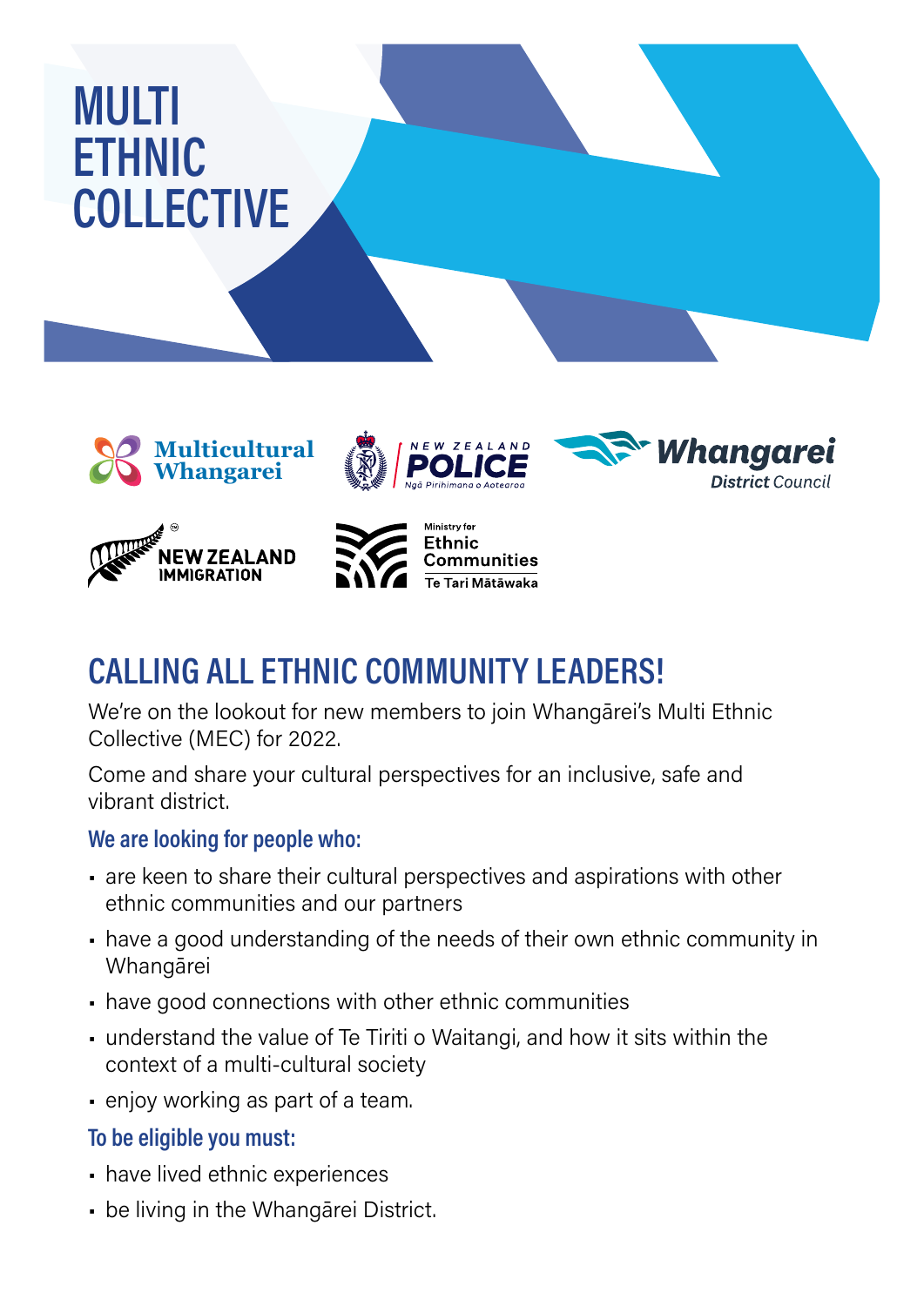# MULTI ETHNIC COLLECTIVE

## CALLING ALL ETHNIC COMMUNITY LEADERS!

We're on the lookout for new members to join Whangārei's Multi Ethnic Collective (MEC) for 2022.

Come and share your cultural perspectives for an inclusive, safe and vibrant district.

### We are looking for people who:

- are keen to share their cultural perspectives and aspirations with other ethnic communities and our partners
- have a good understanding of the needs of their own ethnic community in Whangārei
- have good connections with other ethnic communities
- understand the value of Te Tiriti o Waitangi, and how it sits within the context of a multi-cultural society
- enjoy working as part of a team.

### To be eligible you must:

- have lived ethnic experiences
- be living in the Whangārei District.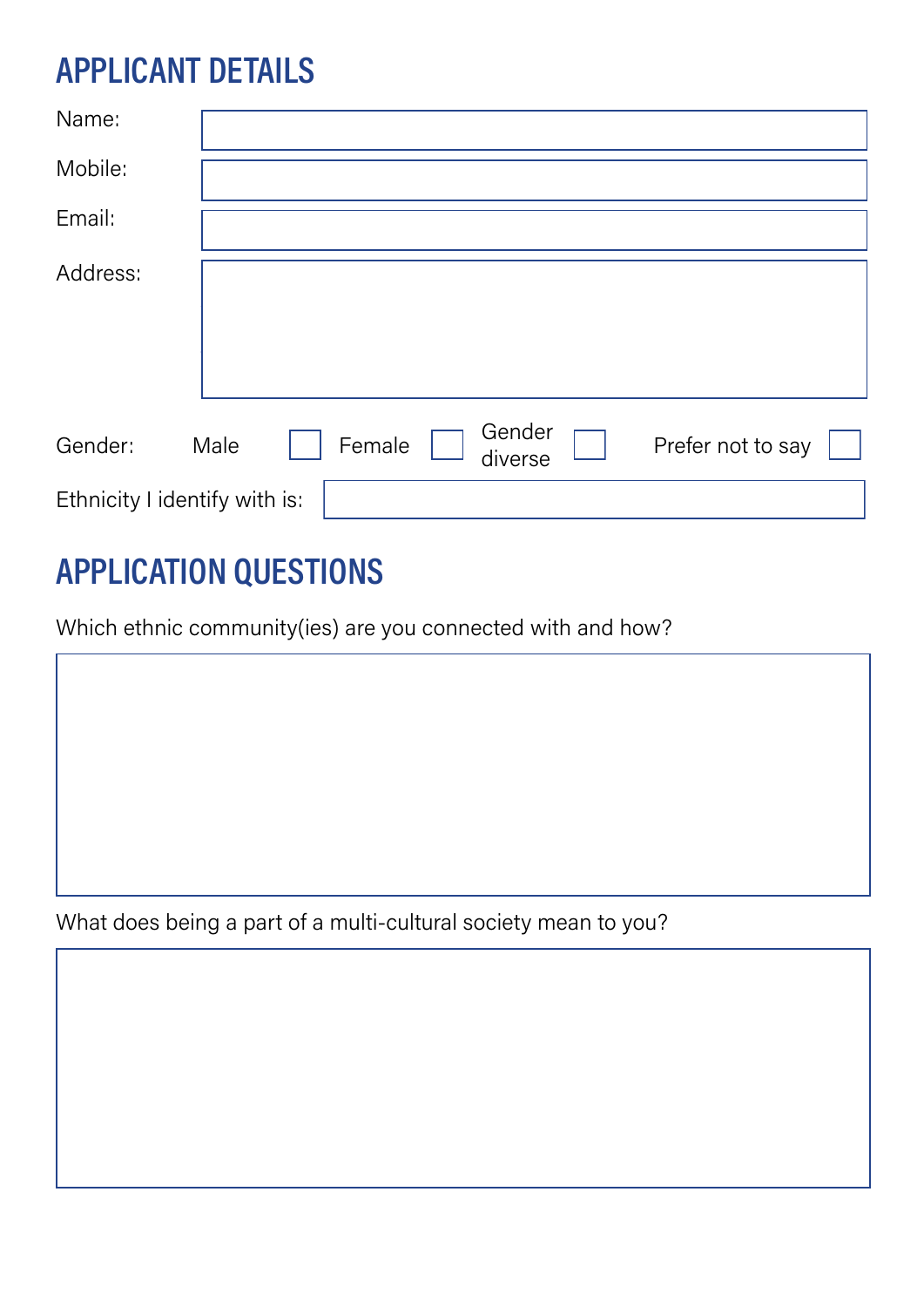## APPLICANT DETAILS

Name:

Mobile:

Email:

Address:

Gender: Male ☐ Female ☐ Gender diverse ☐ Prefer not to say ☐

Ethnicity I identify with is:

## APPLICATION QUESTIONS

Which ethnic community(ies) are you connected with and how?

What does being a part of a multi-cultural society mean to you?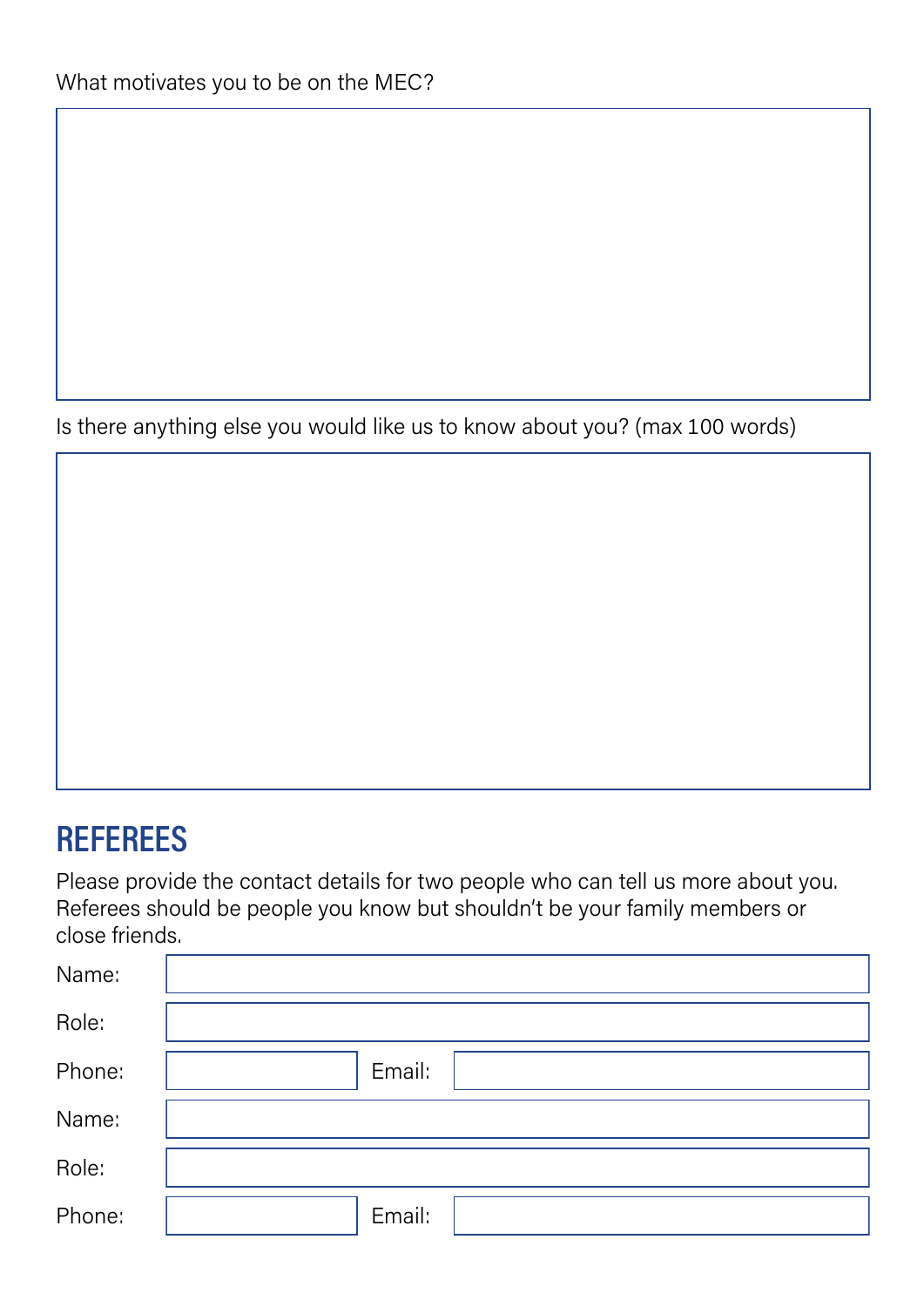What motivates you to be on the MEC?

Is there anything else you would like us to know about you? (max 100 words)

## REFEREES

Please provide the contact details for two people who can tell us more about you. Referees should be people you know but shouldn't be your family members or close friends.

Name:

Role:

Phone: Email:

Name:

Role:

Phone: Email: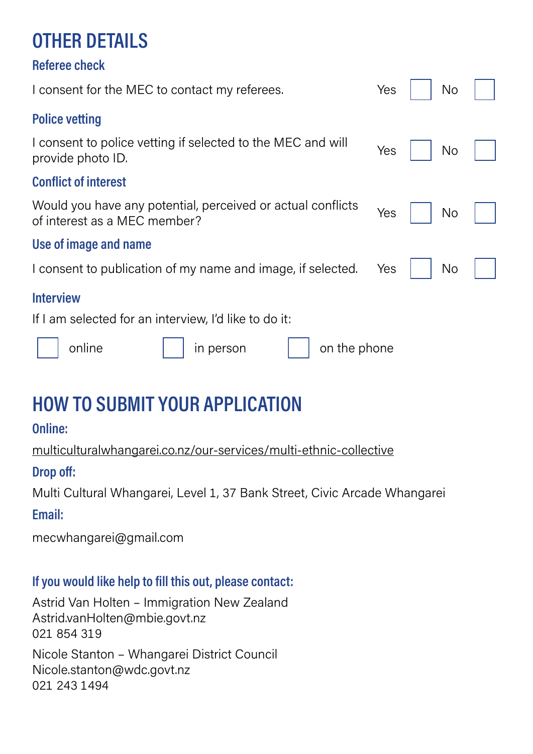## OTHER DETAILS

### Referee check

I consent for the MEC to contact my referees. Yes ☐ No ☐

### Police vetting

I consent to police vetting if selected to the MEC and will provide photo ID. Yes ☐ No ☐

### Conflict of interest

Would you have any potential, perceived or actual conflicts of interest as a MEC member? Yes ☐ No ☐

### Use of image and name

I consent to publication of my name and image, if selected. Yes ☐ No ☐

### Interview

If I am selected for an interview, I'd like to do it:

☐ online ☐ in person ☐ on the phone

## HOW TO SUBMIT YOUR APPLICATION

### Online:

multiculturalwhangarei.co.nz/our-services/multi-ethnic-collective

### Drop off:

Multi Cultural Whangarei, Level 1, 37 Bank Street, Civic Arcade Whangarei

### Email:

mecwhangarei@gmail.com

### If you would like help to fill this out, please contact:

Astrid Van Holten – Immigration New Zealand
Astrid.vanHolten@mbie.govt.nz
021 854 319

Nicole Stanton – Whangarei District Council
Nicole.stanton@wdc.govt.nz
021 243 1494